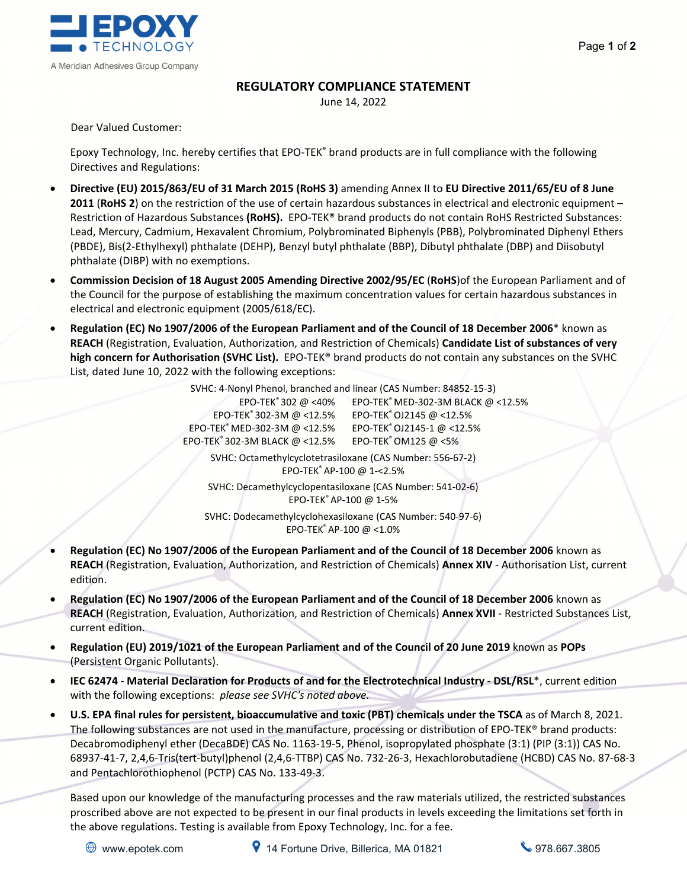# REGULATORY COMPLIANCE STATEMENT

June 14, 2022

Dear Valued Customer:

Epoxy Technology, Inc. hereby certifies that EPO-TEK® brand products are in full compliance with the following Directives and Regulations:

- **Directive (EU) 2015/863/EU of 31 March 2015 (RoHS 3)** amending Annex II to **EU Directive 2011/65/EU of 8 June 2011** (**RoHS 2**) on the restriction of the use of certain hazardous substances in electrical and electronic equipment – Restriction of Hazardous Substances **(RoHS).** EPO-TEK® brand products do not contain RoHS Restricted Substances: Lead, Mercury, Cadmium, Hexavalent Chromium, Polybrominated Biphenyls (PBB), Polybrominated Diphenyl Ethers (PBDE), Bis(2-Ethylhexyl) phthalate (DEHP), Benzyl butyl phthalate (BBP), Dibutyl phthalate (DBP) and Diisobutyl phthalate (DIBP) with no exemptions.
- **Commission Decision of 18 August 2005 Amending Directive 2002/95/EC** (**RoHS**)of the European Parliament and of the Council for the purpose of establishing the maximum concentration values for certain hazardous substances in electrical and electronic equipment (2005/618/EC).
- **Regulation (EC) No 1907/2006 of the European Parliament and of the Council of 18 December 2006*** known as **REACH** (Registration, Evaluation, Authorization, and Restriction of Chemicals) **Candidate List of substances of very high concern for Authorisation (SVHC List).** EPO-TEK® brand products do not contain any substances on the SVHC List, dated June 10, 2022 with the following exceptions:

  SVHC: 4-Nonyl Phenol, branched and linear (CAS Number: 84852-15-3)

  | | |
  |---|---|
  | EPO-TEK® 302 @ <40% | EPO-TEK® MED-302-3M BLACK @ <12.5% |
  | EPO-TEK® 302-3M @ <12.5% | EPO-TEK® OJ2145 @ <12.5% |
  | EPO-TEK® MED-302-3M @ <12.5% | EPO-TEK® OJ2145-1 @ <12.5% |
  | EPO-TEK® 302-3M BLACK @ <12.5% | EPO-TEK® OM125 @ <5% |

  SVHC: Octamethylcyclotetrasiloxane (CAS Number: 556-67-2)
  EPO-TEK® AP-100 @ 1-<2.5%

  SVHC: Decamethylcyclopentasiloxane (CAS Number: 541-02-6)
  EPO-TEK® AP-100 @ 1-5%

  SVHC: Dodecamethylcyclohexasiloxane (CAS Number: 540-97-6)
  EPO-TEK® AP-100 @ <1.0%

- **Regulation (EC) No 1907/2006 of the European Parliament and of the Council of 18 December 2006** known as **REACH** (Registration, Evaluation, Authorization, and Restriction of Chemicals) **Annex XIV** - Authorisation List, current edition.
- **Regulation (EC) No 1907/2006 of the European Parliament and of the Council of 18 December 2006** known as **REACH** (Registration, Evaluation, Authorization, and Restriction of Chemicals) **Annex XVII** - Restricted Substances List, current edition.
- **Regulation (EU) 2019/1021 of the European Parliament and of the Council of 20 June 2019** known as **POPs** (Persistent Organic Pollutants).
- **IEC 62474 - Material Declaration for Products of and for the Electrotechnical Industry - DSL/RSL***, current edition with the following exceptions: *please see SVHC's noted above.*
- **U.S. EPA final rules for persistent, bioaccumulative and toxic (PBT) chemicals under the TSCA** as of March 8, 2021. The following substances are not used in the manufacture, processing or distribution of EPO-TEK® brand products: Decabromodiphenyl ether (DecaBDE) CAS No. 1163-19-5, Phenol, isopropylated phosphate (3:1) (PIP (3:1)) CAS No. 68937-41-7, 2,4,6-Tris(tert-butyl)phenol (2,4,6-TTBP) CAS No. 732-26-3, Hexachlorobutadiene (HCBD) CAS No. 87-68-3 and Pentachlorothiophenol (PCTP) CAS No. 133-49-3.

Based upon our knowledge of the manufacturing processes and the raw materials utilized, the restricted substances proscribed above are not expected to be present in our final products in levels exceeding the limitations set forth in the above regulations. Testing is available from Epoxy Technology, Inc. for a fee.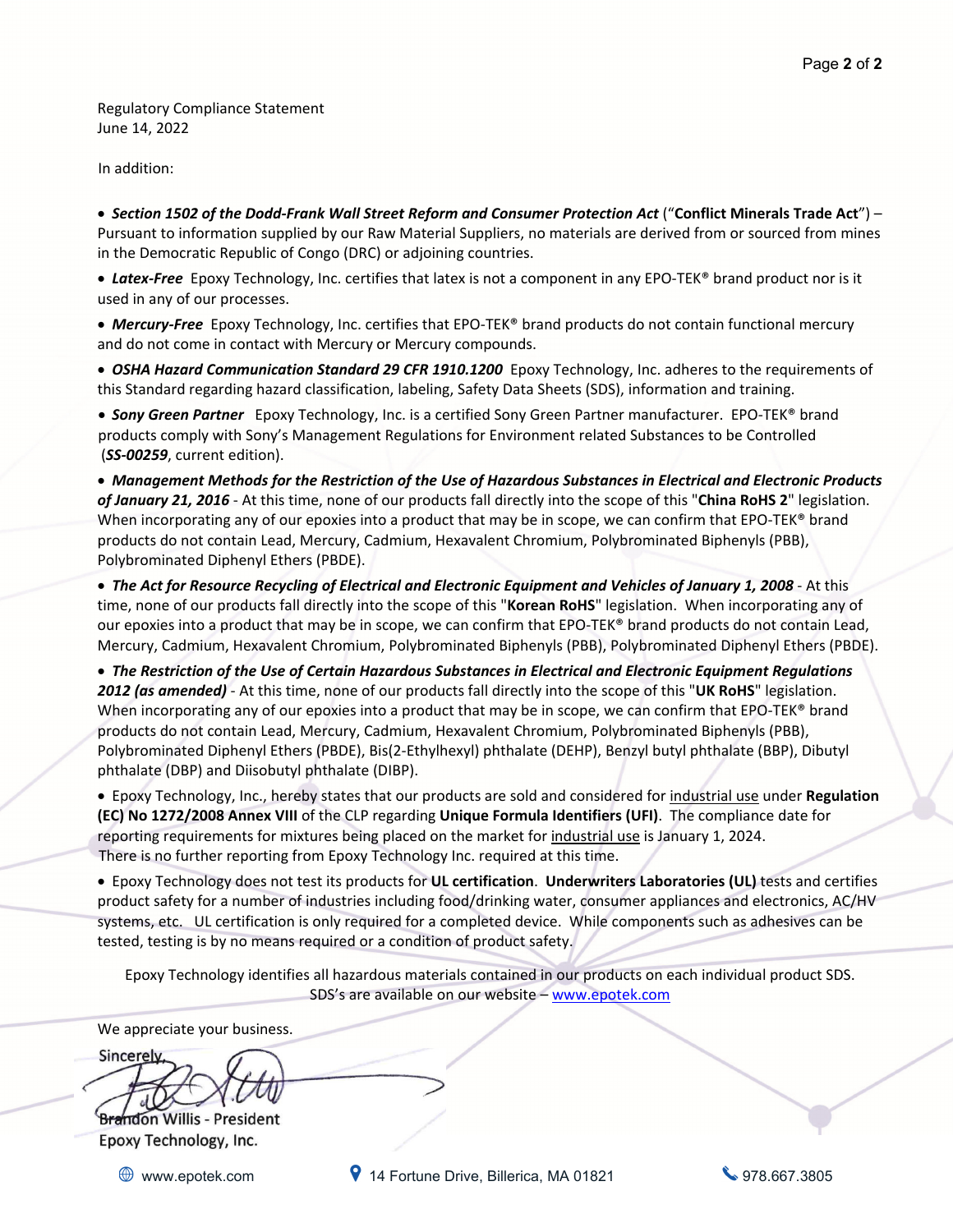Regulatory Compliance Statement
June 14, 2022

In addition:

- ***Section 1502 of the Dodd-Frank Wall Street Reform and Consumer Protection Act*** (“**Conflict Minerals Trade Act**”) – Pursuant to information supplied by our Raw Material Suppliers, no materials are derived from or sourced from mines in the Democratic Republic of Congo (DRC) or adjoining countries.
- ***Latex-Free*** Epoxy Technology, Inc. certifies that latex is not a component in any EPO-TEK® brand product nor is it used in any of our processes.
- ***Mercury-Free*** Epoxy Technology, Inc. certifies that EPO-TEK® brand products do not contain functional mercury and do not come in contact with Mercury or Mercury compounds.
- ***OSHA Hazard Communication Standard 29 CFR 1910.1200*** Epoxy Technology, Inc. adheres to the requirements of this Standard regarding hazard classification, labeling, Safety Data Sheets (SDS), information and training.
- ***Sony Green Partner*** Epoxy Technology, Inc. is a certified Sony Green Partner manufacturer. EPO-TEK® brand products comply with Sony’s Management Regulations for Environment related Substances to be Controlled (***SS-00259***, current edition).
- ***Management Methods for the Restriction of the Use of Hazardous Substances in Electrical and Electronic Products of January 21, 2016*** - At this time, none of our products fall directly into the scope of this "**China RoHS 2**" legislation. When incorporating any of our epoxies into a product that may be in scope, we can confirm that EPO-TEK® brand products do not contain Lead, Mercury, Cadmium, Hexavalent Chromium, Polybrominated Biphenyls (PBB), Polybrominated Diphenyl Ethers (PBDE).
- ***The Act for Resource Recycling of Electrical and Electronic Equipment and Vehicles of January 1, 2008*** - At this time, none of our products fall directly into the scope of this "**Korean RoHS**" legislation. When incorporating any of our epoxies into a product that may be in scope, we can confirm that EPO-TEK® brand products do not contain Lead, Mercury, Cadmium, Hexavalent Chromium, Polybrominated Biphenyls (PBB), Polybrominated Diphenyl Ethers (PBDE).
- ***The Restriction of the Use of Certain Hazardous Substances in Electrical and Electronic Equipment Regulations 2012 (as amended)*** - At this time, none of our products fall directly into the scope of this "**UK RoHS**" legislation. When incorporating any of our epoxies into a product that may be in scope, we can confirm that EPO-TEK® brand products do not contain Lead, Mercury, Cadmium, Hexavalent Chromium, Polybrominated Biphenyls (PBB), Polybrominated Diphenyl Ethers (PBDE), Bis(2-Ethylhexyl) phthalate (DEHP), Benzyl butyl phthalate (BBP), Dibutyl phthalate (DBP) and Diisobutyl phthalate (DIBP).
- Epoxy Technology, Inc., hereby states that our products are sold and considered for industrial use under **Regulation (EC) No 1272/2008 Annex VIII** of the CLP regarding **Unique Formula Identifiers (UFI)**. The compliance date for reporting requirements for mixtures being placed on the market for industrial use is January 1, 2024. There is no further reporting from Epoxy Technology Inc. required at this time.
- Epoxy Technology does not test its products for **UL certification**. **Underwriters Laboratories (UL)** tests and certifies product safety for a number of industries including food/drinking water, consumer appliances and electronics, AC/HV systems, etc. UL certification is only required for a completed device. While components such as adhesives can be tested, testing is by no means required or a condition of product safety.

Epoxy Technology identifies all hazardous materials contained in our products on each individual product SDS. SDS’s are available on our website – www.epotek.com

We appreciate your business.

Sincerely,

Brandon Willis - President
Epoxy Technology, Inc.

www.epotek.com | 14 Fortune Drive, Billerica, MA 01821 | 978.667.3805